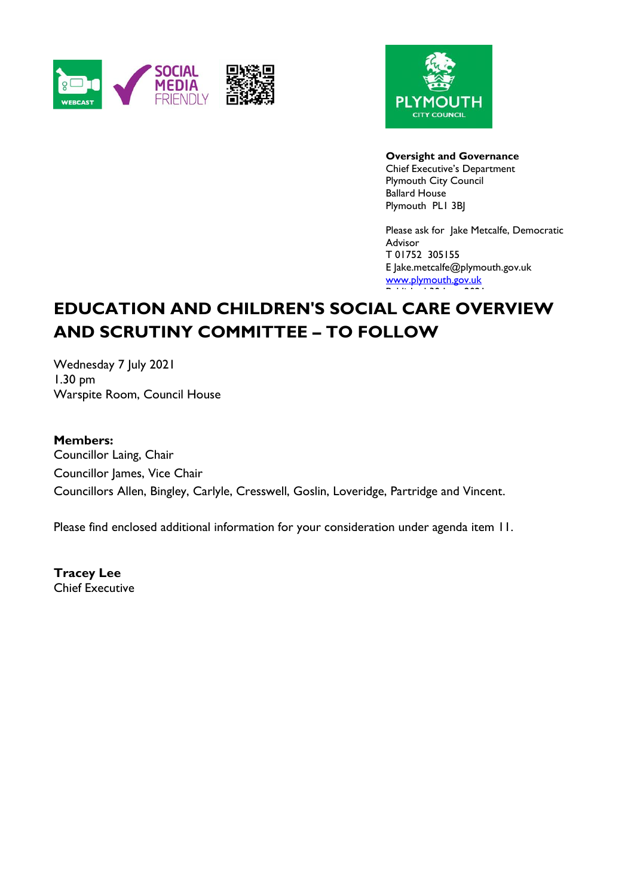**Oversight and Governance**
Chief Executive's Department
Plymouth City Council
Ballard House
Plymouth PL1 3BJ

Please ask for Jake Metcalfe, Democratic Advisor
T 01752 305155
E Jake.metcalfe@plymouth.gov.uk
www.plymouth.gov.uk

# EDUCATION AND CHILDREN'S SOCIAL CARE OVERVIEW AND SCRUTINY COMMITTEE – TO FOLLOW

Wednesday 7 July 2021
1.30 pm
Warspite Room, Council House

**Members:**
Councillor Laing, Chair
Councillor James, Vice Chair
Councillors Allen, Bingley, Carlyle, Cresswell, Goslin, Loveridge, Partridge and Vincent.

Please find enclosed additional information for your consideration under agenda item 11.

**Tracey Lee**
Chief Executive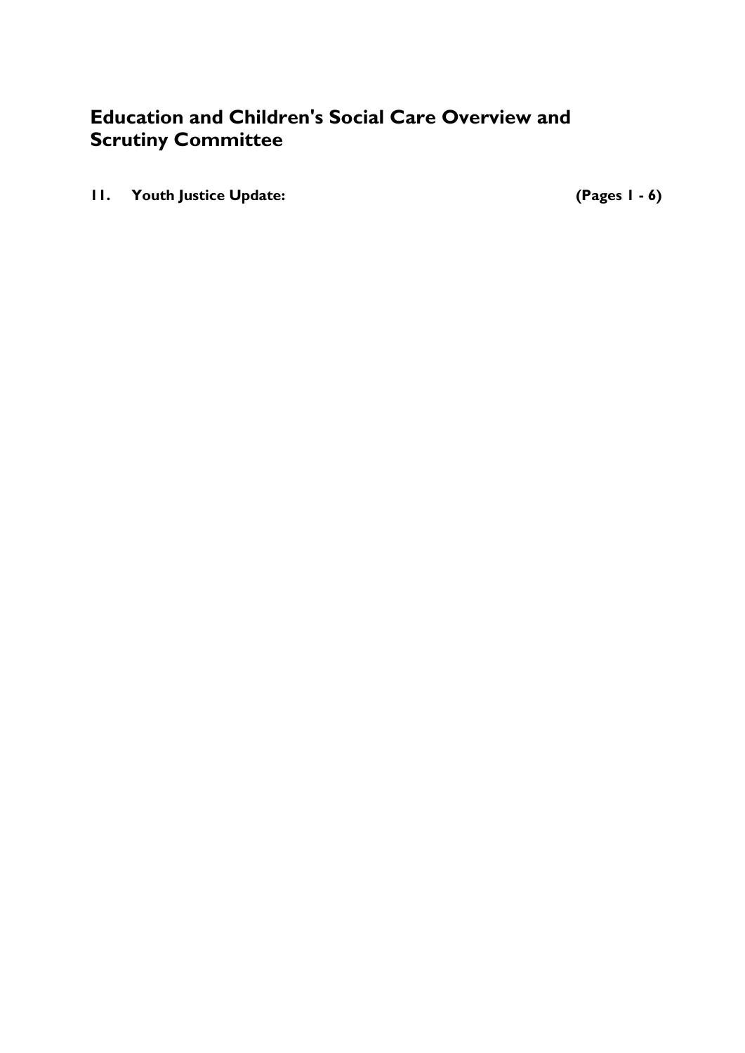# Education and Children's Social Care Overview and Scrutiny Committee

**11. Youth Justice Update:** **(Pages 1 - 6)**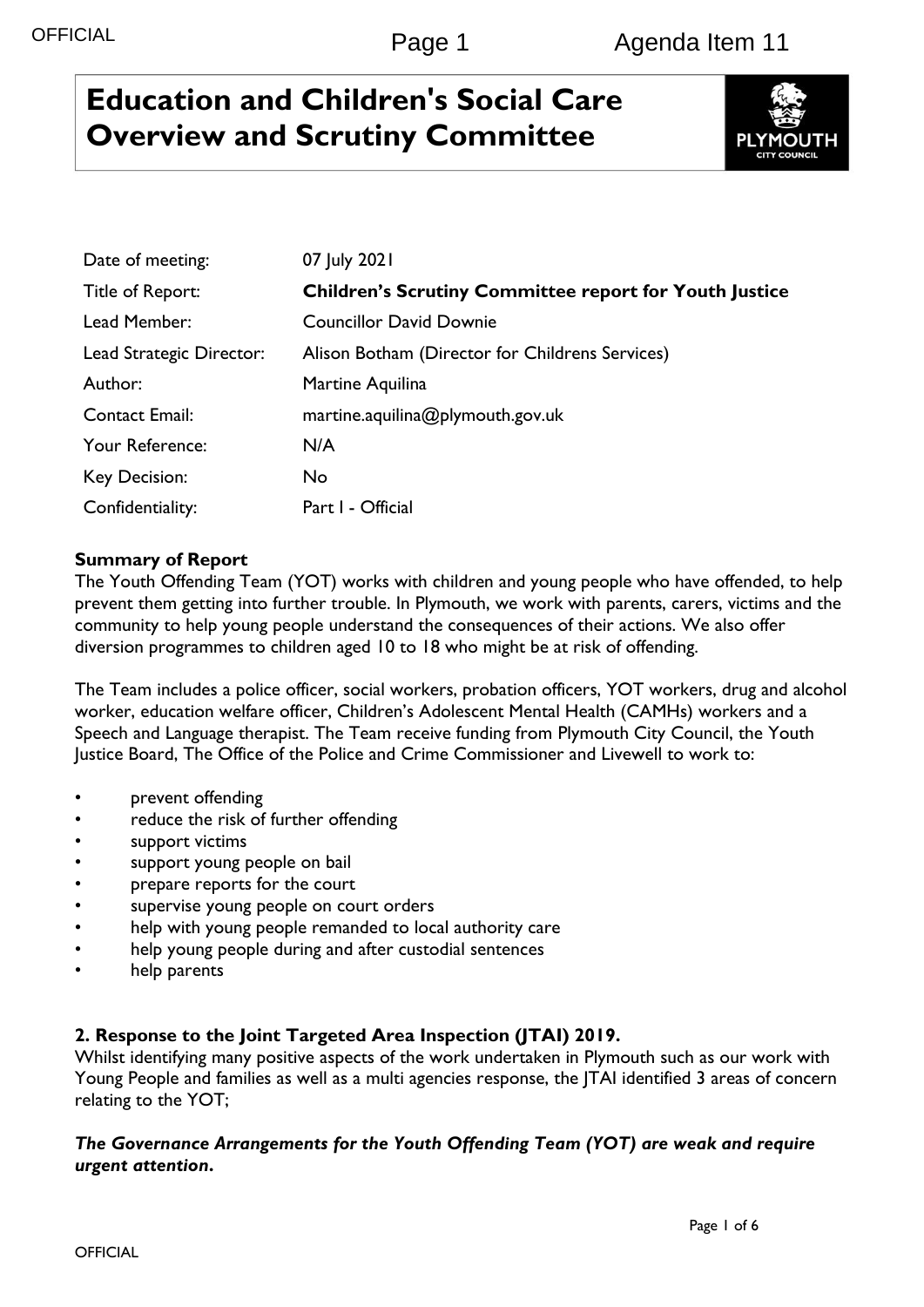# Education and Children's Social Care Overview and Scrutiny Committee

| | |
|---|---|
| Date of meeting: | 07 July 2021 |
| Title of Report: | **Children's Scrutiny Committee report for Youth Justice** |
| Lead Member: | Councillor David Downie |
| Lead Strategic Director: | Alison Botham (Director for Childrens Services) |
| Author: | Martine Aquilina |
| Contact Email: | martine.aquilina@plymouth.gov.uk |
| Your Reference: | N/A |
| Key Decision: | No |
| Confidentiality: | Part I - Official |

**Summary of Report**

The Youth Offending Team (YOT) works with children and young people who have offended, to help prevent them getting into further trouble. In Plymouth, we work with parents, carers, victims and the community to help young people understand the consequences of their actions. We also offer diversion programmes to children aged 10 to 18 who might be at risk of offending.

The Team includes a police officer, social workers, probation officers, YOT workers, drug and alcohol worker, education welfare officer, Children's Adolescent Mental Health (CAMHs) workers and a Speech and Language therapist. The Team receive funding from Plymouth City Council, the Youth Justice Board, The Office of the Police and Crime Commissioner and Livewell to work to:

- prevent offending
- reduce the risk of further offending
- support victims
- support young people on bail
- prepare reports for the court
- supervise young people on court orders
- help with young people remanded to local authority care
- help young people during and after custodial sentences
- help parents

**2. Response to the Joint Targeted Area Inspection (JTAI) 2019.**

Whilst identifying many positive aspects of the work undertaken in Plymouth such as our work with Young People and families as well as a multi agencies response, the JTAI identified 3 areas of concern relating to the YOT;

***The Governance Arrangements for the Youth Offending Team (YOT) are weak and require urgent attention.***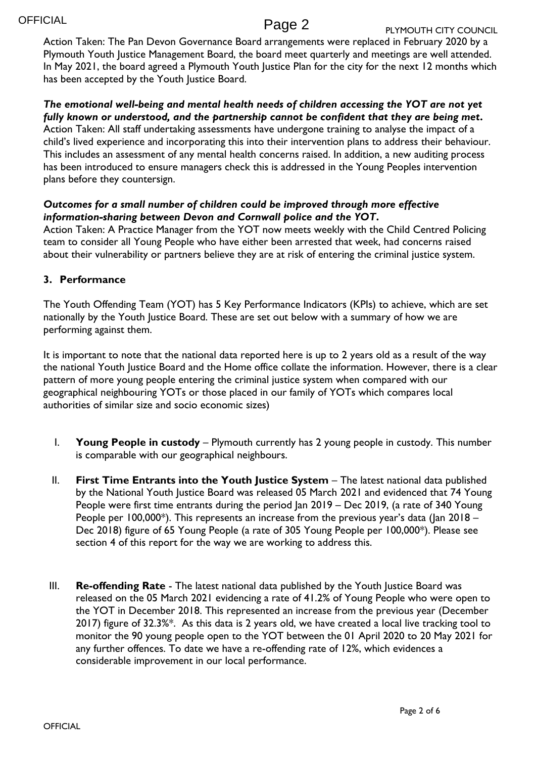Action Taken: The Pan Devon Governance Board arrangements were replaced in February 2020 by a Plymouth Youth Justice Management Board, the board meet quarterly and meetings are well attended. In May 2021, the board agreed a Plymouth Youth Justice Plan for the city for the next 12 months which has been accepted by the Youth Justice Board.

***The emotional well-being and mental health needs of children accessing the YOT are not yet fully known or understood, and the partnership cannot be confident that they are being met.***
Action Taken: All staff undertaking assessments have undergone training to analyse the impact of a child's lived experience and incorporating this into their intervention plans to address their behaviour. This includes an assessment of any mental health concerns raised. In addition, a new auditing process has been introduced to ensure managers check this is addressed in the Young Peoples intervention plans before they countersign.

***Outcomes for a small number of children could be improved through more effective information-sharing between Devon and Cornwall police and the YOT.***
Action Taken: A Practice Manager from the YOT now meets weekly with the Child Centred Policing team to consider all Young People who have either been arrested that week, had concerns raised about their vulnerability or partners believe they are at risk of entering the criminal justice system.

### 3. Performance

The Youth Offending Team (YOT) has 5 Key Performance Indicators (KPIs) to achieve, which are set nationally by the Youth Justice Board. These are set out below with a summary of how we are performing against them.

It is important to note that the national data reported here is up to 2 years old as a result of the way the national Youth Justice Board and the Home office collate the information. However, there is a clear pattern of more young people entering the criminal justice system when compared with our geographical neighbouring YOTs or those placed in our family of YOTs which compares local authorities of similar size and socio economic sizes)

I. **Young People in custody** – Plymouth currently has 2 young people in custody. This number is comparable with our geographical neighbours.

II. **First Time Entrants into the Youth Justice System** – The latest national data published by the National Youth Justice Board was released 05 March 2021 and evidenced that 74 Young People were first time entrants during the period Jan 2019 – Dec 2019, (a rate of 340 Young People per 100,000*). This represents an increase from the previous year's data (Jan 2018 – Dec 2018) figure of 65 Young People (a rate of 305 Young People per 100,000*). Please see section 4 of this report for the way we are working to address this.

III. **Re-offending Rate** - The latest national data published by the Youth Justice Board was released on the 05 March 2021 evidencing a rate of 41.2% of Young People who were open to the YOT in December 2018. This represented an increase from the previous year (December 2017) figure of 32.3%*. As this data is 2 years old, we have created a local live tracking tool to monitor the 90 young people open to the YOT between the 01 April 2020 to 20 May 2021 for any further offences. To date we have a re-offending rate of 12%, which evidences a considerable improvement in our local performance.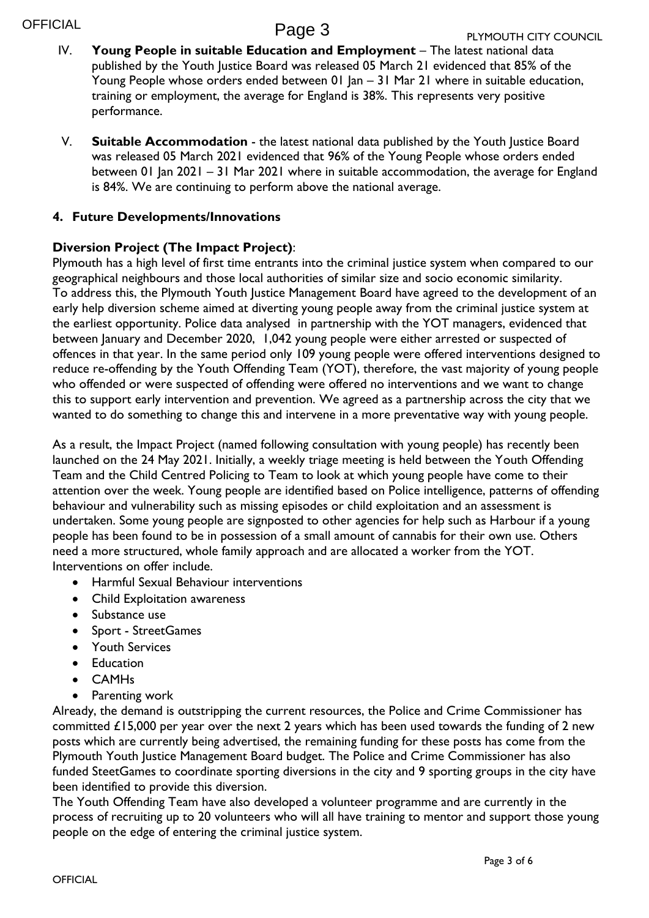IV. **Young People in suitable Education and Employment** – The latest national data published by the Youth Justice Board was released 05 March 21 evidenced that 85% of the Young People whose orders ended between 01 Jan – 31 Mar 21 where in suitable education, training or employment, the average for England is 38%. This represents very positive performance.

V. **Suitable Accommodation** - the latest national data published by the Youth Justice Board was released 05 March 2021 evidenced that 96% of the Young People whose orders ended between 01 Jan 2021 – 31 Mar 2021 where in suitable accommodation, the average for England is 84%. We are continuing to perform above the national average.

## 4. Future Developments/Innovations

**Diversion Project (The Impact Project)**:

Plymouth has a high level of first time entrants into the criminal justice system when compared to our geographical neighbours and those local authorities of similar size and socio economic similarity. To address this, the Plymouth Youth Justice Management Board have agreed to the development of an early help diversion scheme aimed at diverting young people away from the criminal justice system at the earliest opportunity. Police data analysed in partnership with the YOT managers, evidenced that between January and December 2020, 1,042 young people were either arrested or suspected of offences in that year. In the same period only 109 young people were offered interventions designed to reduce re-offending by the Youth Offending Team (YOT), therefore, the vast majority of young people who offended or were suspected of offending were offered no interventions and we want to change this to support early intervention and prevention. We agreed as a partnership across the city that we wanted to do something to change this and intervene in a more preventative way with young people.

As a result, the Impact Project (named following consultation with young people) has recently been launched on the 24 May 2021. Initially, a weekly triage meeting is held between the Youth Offending Team and the Child Centred Policing to Team to look at which young people have come to their attention over the week. Young people are identified based on Police intelligence, patterns of offending behaviour and vulnerability such as missing episodes or child exploitation and an assessment is undertaken. Some young people are signposted to other agencies for help such as Harbour if a young people has been found to be in possession of a small amount of cannabis for their own use. Others need a more structured, whole family approach and are allocated a worker from the YOT. Interventions on offer include.

- Harmful Sexual Behaviour interventions
- Child Exploitation awareness
- Substance use
- Sport - StreetGames
- Youth Services
- Education
- CAMHs
- Parenting work

Already, the demand is outstripping the current resources, the Police and Crime Commissioner has committed £15,000 per year over the next 2 years which has been used towards the funding of 2 new posts which are currently being advertised, the remaining funding for these posts has come from the Plymouth Youth Justice Management Board budget. The Police and Crime Commissioner has also funded SteetGames to coordinate sporting diversions in the city and 9 sporting groups in the city have been identified to provide this diversion.

The Youth Offending Team have also developed a volunteer programme and are currently in the process of recruiting up to 20 volunteers who will all have training to mentor and support those young people on the edge of entering the criminal justice system.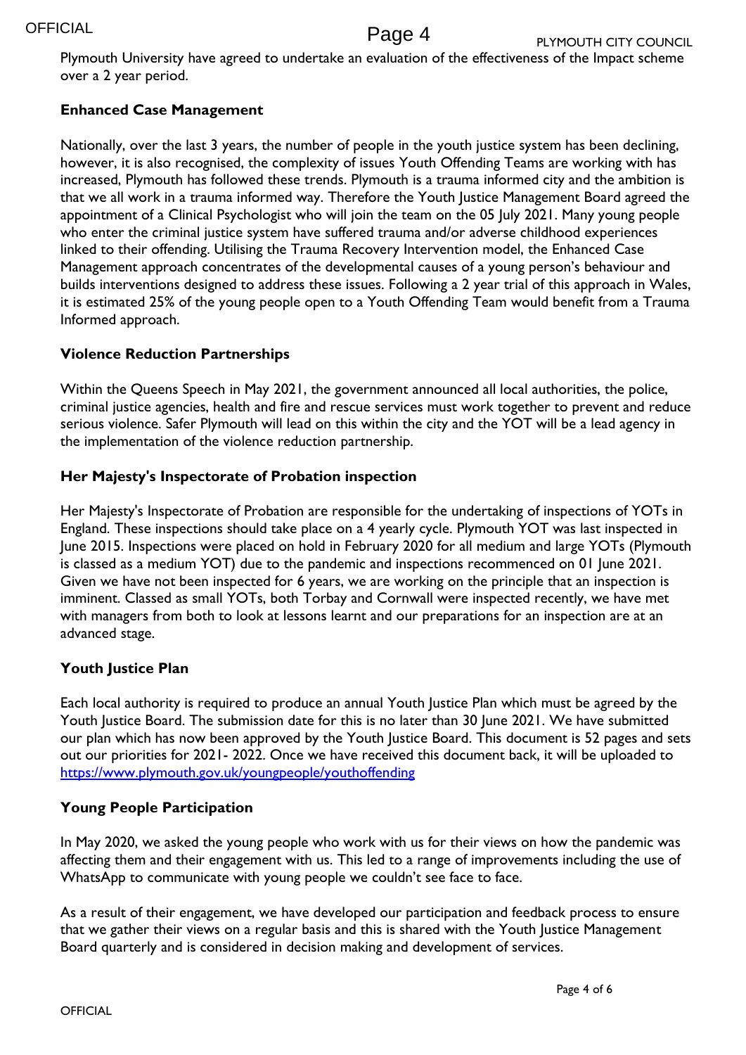Plymouth University have agreed to undertake an evaluation of the effectiveness of the Impact scheme over a 2 year period.

### Enhanced Case Management

Nationally, over the last 3 years, the number of people in the youth justice system has been declining, however, it is also recognised, the complexity of issues Youth Offending Teams are working with has increased, Plymouth has followed these trends. Plymouth is a trauma informed city and the ambition is that we all work in a trauma informed way. Therefore the Youth Justice Management Board agreed the appointment of a Clinical Psychologist who will join the team on the 05 July 2021. Many young people who enter the criminal justice system have suffered trauma and/or adverse childhood experiences linked to their offending. Utilising the Trauma Recovery Intervention model, the Enhanced Case Management approach concentrates of the developmental causes of a young person's behaviour and builds interventions designed to address these issues. Following a 2 year trial of this approach in Wales, it is estimated 25% of the young people open to a Youth Offending Team would benefit from a Trauma Informed approach.

### Violence Reduction Partnerships

Within the Queens Speech in May 2021, the government announced all local authorities, the police, criminal justice agencies, health and fire and rescue services must work together to prevent and reduce serious violence. Safer Plymouth will lead on this within the city and the YOT will be a lead agency in the implementation of the violence reduction partnership.

### Her Majesty's Inspectorate of Probation inspection

Her Majesty's Inspectorate of Probation are responsible for the undertaking of inspections of YOTs in England. These inspections should take place on a 4 yearly cycle. Plymouth YOT was last inspected in June 2015. Inspections were placed on hold in February 2020 for all medium and large YOTs (Plymouth is classed as a medium YOT) due to the pandemic and inspections recommenced on 01 June 2021. Given we have not been inspected for 6 years, we are working on the principle that an inspection is imminent. Classed as small YOTs, both Torbay and Cornwall were inspected recently, we have met with managers from both to look at lessons learnt and our preparations for an inspection are at an advanced stage.

### Youth Justice Plan

Each local authority is required to produce an annual Youth Justice Plan which must be agreed by the Youth Justice Board. The submission date for this is no later than 30 June 2021. We have submitted our plan which has now been approved by the Youth Justice Board. This document is 52 pages and sets out our priorities for 2021- 2022. Once we have received this document back, it will be uploaded to [https://www.plymouth.gov.uk/youngpeople/youthoffending](https://www.plymouth.gov.uk/youngpeople/youthoffending)

### Young People Participation

In May 2020, we asked the young people who work with us for their views on how the pandemic was affecting them and their engagement with us. This led to a range of improvements including the use of WhatsApp to communicate with young people we couldn't see face to face.

As a result of their engagement, we have developed our participation and feedback process to ensure that we gather their views on a regular basis and this is shared with the Youth Justice Management Board quarterly and is considered in decision making and development of services.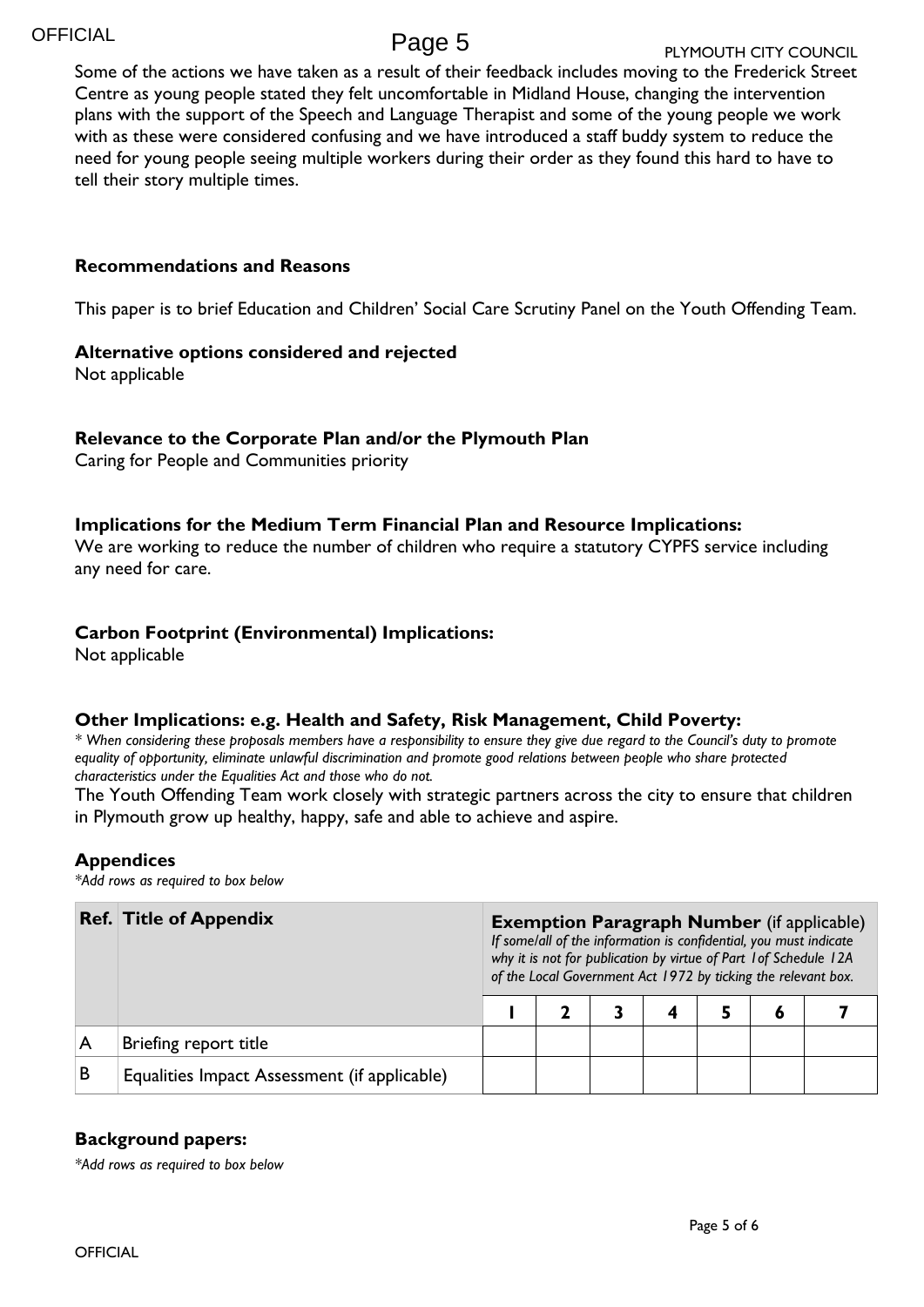Some of the actions we have taken as a result of their feedback includes moving to the Frederick Street Centre as young people stated they felt uncomfortable in Midland House, changing the intervention plans with the support of the Speech and Language Therapist and some of the young people we work with as these were considered confusing and we have introduced a staff buddy system to reduce the need for young people seeing multiple workers during their order as they found this hard to have to tell their story multiple times.

**Recommendations and Reasons**

This paper is to brief Education and Children' Social Care Scrutiny Panel on the Youth Offending Team.

**Alternative options considered and rejected**

Not applicable

**Relevance to the Corporate Plan and/or the Plymouth Plan**

Caring for People and Communities priority

**Implications for the Medium Term Financial Plan and Resource Implications:**

We are working to reduce the number of children who require a statutory CYPFS service including any need for care.

**Carbon Footprint (Environmental) Implications:**

Not applicable

**Other Implications: e.g. Health and Safety, Risk Management, Child Poverty:**

*\* When considering these proposals members have a responsibility to ensure they give due regard to the Council's duty to promote equality of opportunity, eliminate unlawful discrimination and promote good relations between people who share protected characteristics under the Equalities Act and those who do not.*

The Youth Offending Team work closely with strategic partners across the city to ensure that children in Plymouth grow up healthy, happy, safe and able to achieve and aspire.

**Appendices**

*\*Add rows as required to box below*

| Ref. | Title of Appendix | Exemption Paragraph Number (if applicable) *If some/all of the information is confidential, you must indicate why it is not for publication by virtue of Part 1of Schedule 12A of the Local Government Act 1972 by ticking the relevant box.* | | | | | | |
|---|---|---|---|---|---|---|---|---|
| | | 1 | 2 | 3 | 4 | 5 | 6 | 7 |
| A | Briefing report title | | | | | | | |
| B | Equalities Impact Assessment (if applicable) | | | | | | | |

**Background papers:**

*\*Add rows as required to box below*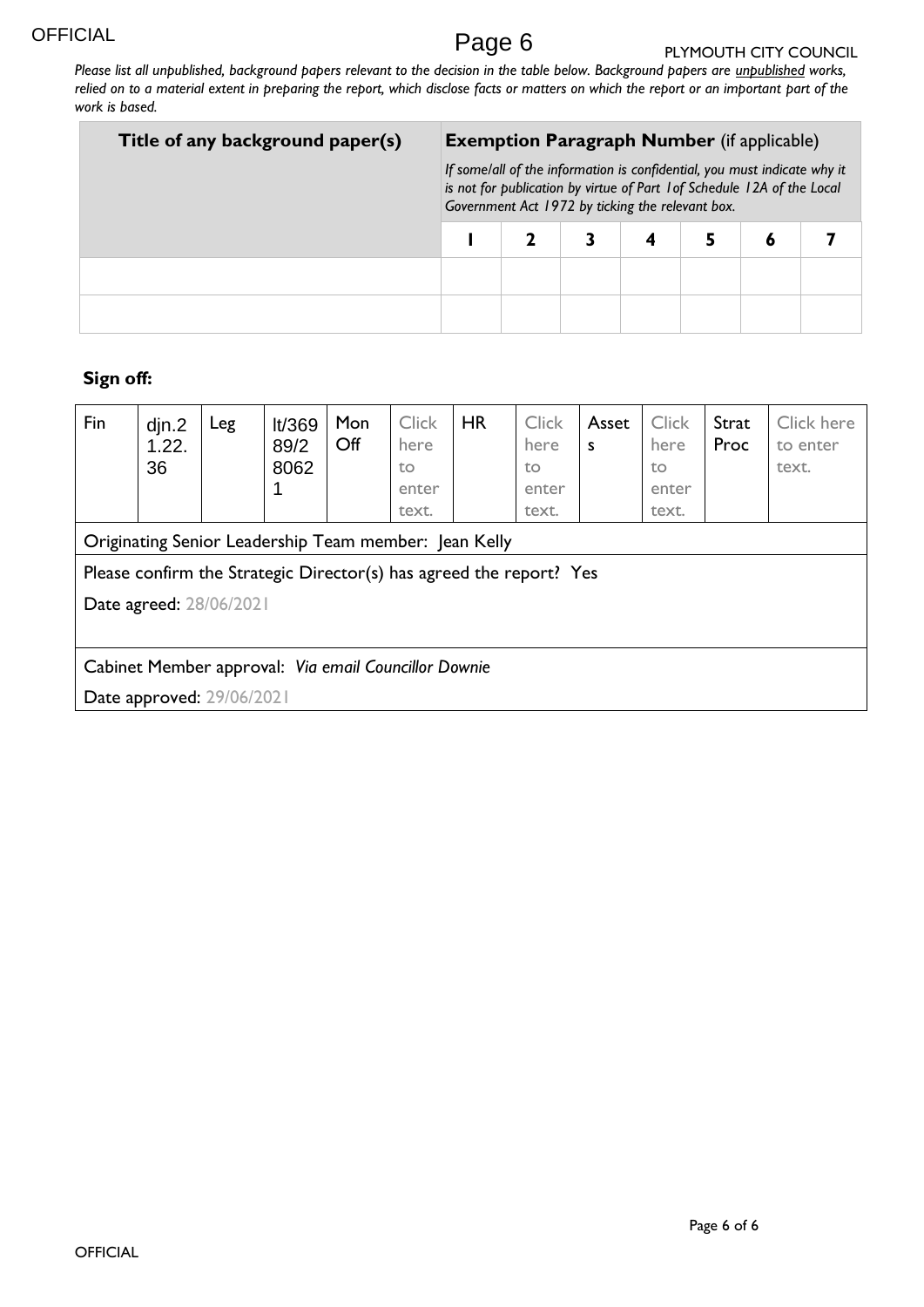*Please list all unpublished, background papers relevant to the decision in the table below. Background papers are unpublished works, relied on to a material extent in preparing the report, which disclose facts or matters on which the report or an important part of the work is based.*

| **Title of any background paper(s)** | **Exemption Paragraph Number** (if applicable) *If some/all of the information is confidential, you must indicate why it is not for publication by virtue of Part 1of Schedule 12A of the Local Government Act 1972 by ticking the relevant box.* | | | | | | |
|---|---|---|---|---|---|---|---|
| | **1** | **2** | **3** | **4** | **5** | **6** | **7** |
| | | | | | | | |
| | | | | | | | |

**Sign off:**

| Fin | djn.21.22.36 | Leg | lt/36989/28062 1 | Mon Off | Click here to enter text. | HR | Click here to enter text. | Assets | Click here to enter text. | Strat Proc | Click here to enter text. |
|---|---|---|---|---|---|---|---|---|---|---|---|
| Originating Senior Leadership Team member: Jean Kelly | | | | | | | | | | | |
| Please confirm the Strategic Director(s) has agreed the report? Yes<br>Date agreed: 28/06/2021 | | | | | | | | | | | |
| Cabinet Member approval: *Via email Councillor Downie*<br>Date approved: 29/06/2021 | | | | | | | | | | | |